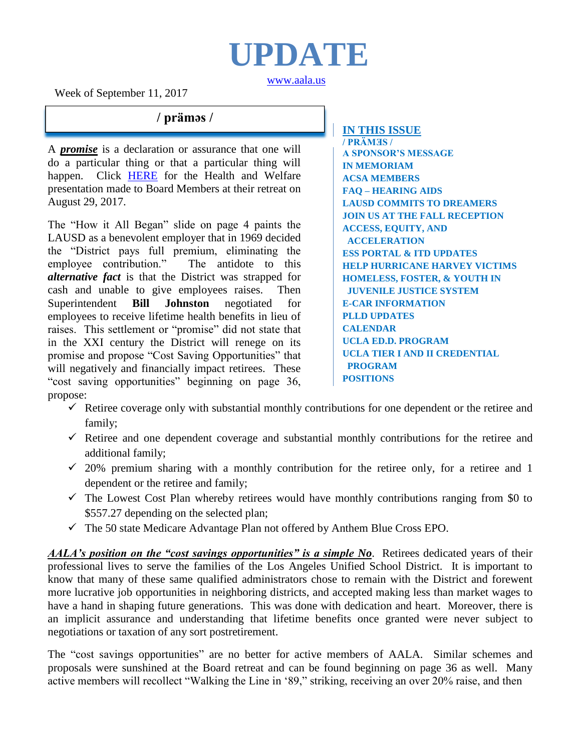# UPDATE

www.aala.us

Week of September 11, 2017

## / prämǝs /

A ***promise*** is a declaration or assurance that one will do a particular thing or that a particular thing will happen. Click HERE for the Health and Welfare presentation made to Board Members at their retreat on August 29, 2017.

The "How it All Began" slide on page 4 paints the LAUSD as a benevolent employer that in 1969 decided the "District pays full premium, eliminating the employee contribution." The antidote to this ***alternative fact*** is that the District was strapped for cash and unable to give employees raises. Then Superintendent **Bill Johnston** negotiated for employees to receive lifetime health benefits in lieu of raises. This settlement or "promise" did not state that in the XXI century the District will renege on its promise and propose "Cost Saving Opportunities" that will negatively and financially impact retirees. These "cost saving opportunities" beginning on page 36, propose:

- ✓ Retiree coverage only with substantial monthly contributions for one dependent or the retiree and family;
- ✓ Retiree and one dependent coverage and substantial monthly contributions for the retiree and additional family;
- ✓ 20% premium sharing with a monthly contribution for the retiree only, for a retiree and 1 dependent or the retiree and family;
- ✓ The Lowest Cost Plan whereby retirees would have monthly contributions ranging from $0 to $557.27 depending on the selected plan;
- ✓ The 50 state Medicare Advantage Plan not offered by Anthem Blue Cross EPO.

***AALA's position on the "cost savings opportunities" is a simple No***. Retirees dedicated years of their professional lives to serve the families of the Los Angeles Unified School District. It is important to know that many of these same qualified administrators chose to remain with the District and forewent more lucrative job opportunities in neighboring districts, and accepted making less than market wages to have a hand in shaping future generations. This was done with dedication and heart. Moreover, there is an implicit assurance and understanding that lifetime benefits once granted were never subject to negotiations or taxation of any sort postretirement.

The "cost savings opportunities" are no better for active members of AALA. Similar schemes and proposals were sunshined at the Board retreat and can be found beginning on page 36 as well. Many active members will recollect "Walking the Line in '89," striking, receiving an over 20% raise, and then

**IN THIS ISSUE**

- / PRÄMƎS /
- A SPONSOR'S MESSAGE
- IN MEMORIAM
- ACSA MEMBERS
- FAQ – HEARING AIDS
- LAUSD COMMITS TO DREAMERS
- JOIN US AT THE FALL RECEPTION
- ACCESS, EQUITY, AND ACCELERATION
- ESS PORTAL & ITD UPDATES
- HELP HURRICANE HARVEY VICTIMS
- HOMELESS, FOSTER, & YOUTH IN JUVENILE JUSTICE SYSTEM
- E-CAR INFORMATION
- PLLD UPDATES
- CALENDAR
- UCLA ED.D. PROGRAM
- UCLA TIER I AND II CREDENTIAL PROGRAM
- POSITIONS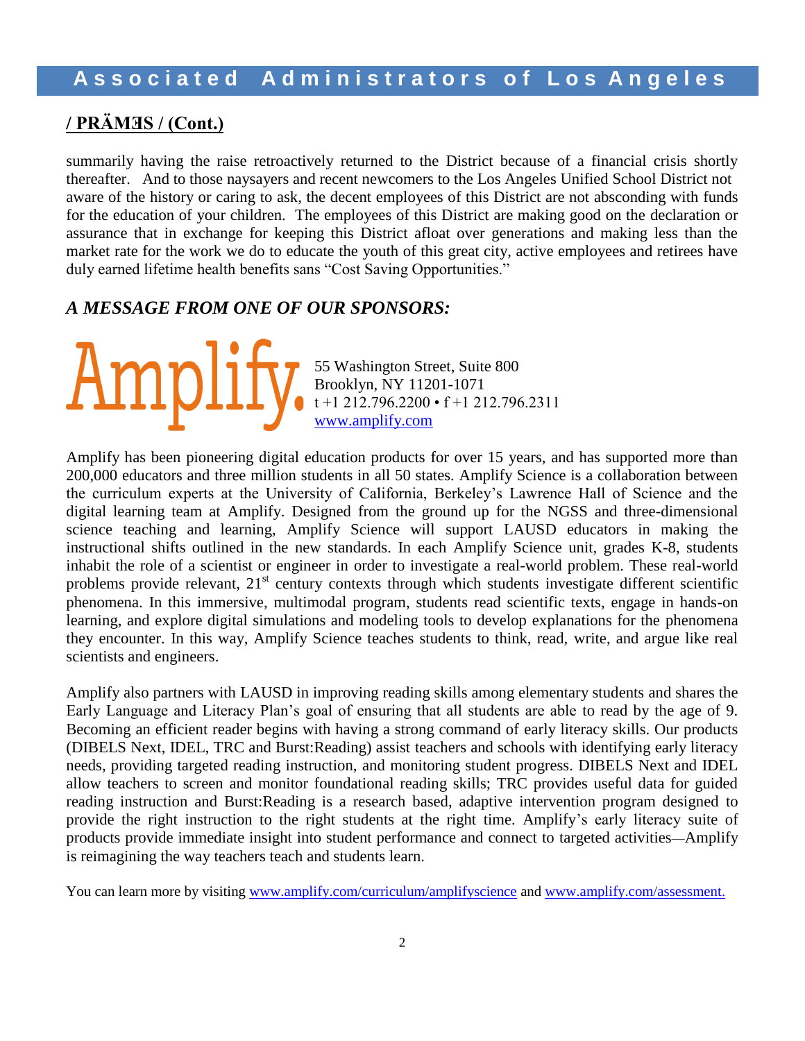## / PRÄMƎS / (Cont.)

summarily having the raise retroactively returned to the District because of a financial crisis shortly thereafter. And to those naysayers and recent newcomers to the Los Angeles Unified School District not aware of the history or caring to ask, the decent employees of this District are not absconding with funds for the education of your children. The employees of this District are making good on the declaration or assurance that in exchange for keeping this District afloat over generations and making less than the market rate for the work we do to educate the youth of this great city, active employees and retirees have duly earned lifetime health benefits sans "Cost Saving Opportunities."

### *A MESSAGE FROM ONE OF OUR SPONSORS:*

Amplify.

55 Washington Street, Suite 800
Brooklyn, NY 11201-1071
t +1 212.796.2200 • f +1 212.796.2311
www.amplify.com

Amplify has been pioneering digital education products for over 15 years, and has supported more than 200,000 educators and three million students in all 50 states. Amplify Science is a collaboration between the curriculum experts at the University of California, Berkeley's Lawrence Hall of Science and the digital learning team at Amplify. Designed from the ground up for the NGSS and three-dimensional science teaching and learning, Amplify Science will support LAUSD educators in making the instructional shifts outlined in the new standards. In each Amplify Science unit, grades K-8, students inhabit the role of a scientist or engineer in order to investigate a real-world problem. These real-world problems provide relevant, 21st century contexts through which students investigate different scientific phenomena. In this immersive, multimodal program, students read scientific texts, engage in hands-on learning, and explore digital simulations and modeling tools to develop explanations for the phenomena they encounter. In this way, Amplify Science teaches students to think, read, write, and argue like real scientists and engineers.

Amplify also partners with LAUSD in improving reading skills among elementary students and shares the Early Language and Literacy Plan's goal of ensuring that all students are able to read by the age of 9. Becoming an efficient reader begins with having a strong command of early literacy skills. Our products (DIBELS Next, IDEL, TRC and Burst:Reading) assist teachers and schools with identifying early literacy needs, providing targeted reading instruction, and monitoring student progress. DIBELS Next and IDEL allow teachers to screen and monitor foundational reading skills; TRC provides useful data for guided reading instruction and Burst:Reading is a research based, adaptive intervention program designed to provide the right instruction to the right students at the right time. Amplify's early literacy suite of products provide immediate insight into student performance and connect to targeted activities—Amplify is reimagining the way teachers teach and students learn.

You can learn more by visiting www.amplify.com/curriculum/amplifyscience and www.amplify.com/assessment.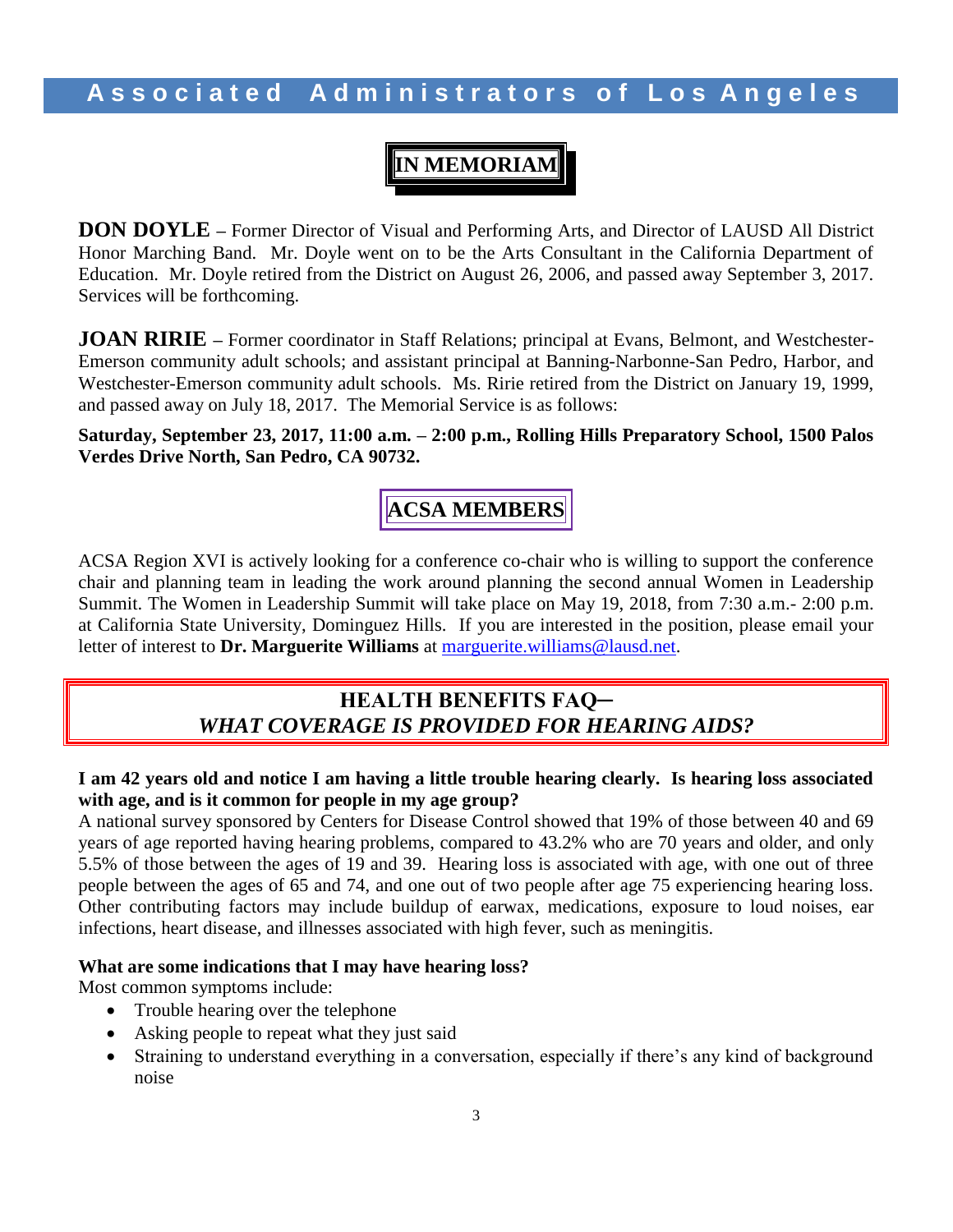## IN MEMORIAM

**DON DOYLE** – Former Director of Visual and Performing Arts, and Director of LAUSD All District Honor Marching Band. Mr. Doyle went on to be the Arts Consultant in the California Department of Education. Mr. Doyle retired from the District on August 26, 2006, and passed away September 3, 2017. Services will be forthcoming.

**JOAN RIRIE** – Former coordinator in Staff Relations; principal at Evans, Belmont, and Westchester-Emerson community adult schools; and assistant principal at Banning-Narbonne-San Pedro, Harbor, and Westchester-Emerson community adult schools. Ms. Ririe retired from the District on January 19, 1999, and passed away on July 18, 2017. The Memorial Service is as follows:

**Saturday, September 23, 2017, 11:00 a.m. – 2:00 p.m., Rolling Hills Preparatory School, 1500 Palos Verdes Drive North, San Pedro, CA 90732.**

## ACSA MEMBERS

ACSA Region XVI is actively looking for a conference co-chair who is willing to support the conference chair and planning team in leading the work around planning the second annual Women in Leadership Summit. The Women in Leadership Summit will take place on May 19, 2018, from 7:30 a.m.- 2:00 p.m. at California State University, Dominguez Hills. If you are interested in the position, please email your letter of interest to **Dr. Marguerite Williams** at marguerite.williams@lausd.net.

## HEALTH BENEFITS FAQ– *WHAT COVERAGE IS PROVIDED FOR HEARING AIDS?*

**I am 42 years old and notice I am having a little trouble hearing clearly. Is hearing loss associated with age, and is it common for people in my age group?**

A national survey sponsored by Centers for Disease Control showed that 19% of those between 40 and 69 years of age reported having hearing problems, compared to 43.2% who are 70 years and older, and only 5.5% of those between the ages of 19 and 39. Hearing loss is associated with age, with one out of three people between the ages of 65 and 74, and one out of two people after age 75 experiencing hearing loss. Other contributing factors may include buildup of earwax, medications, exposure to loud noises, ear infections, heart disease, and illnesses associated with high fever, such as meningitis.

**What are some indications that I may have hearing loss?**

Most common symptoms include:

- Trouble hearing over the telephone
- Asking people to repeat what they just said
- Straining to understand everything in a conversation, especially if there's any kind of background noise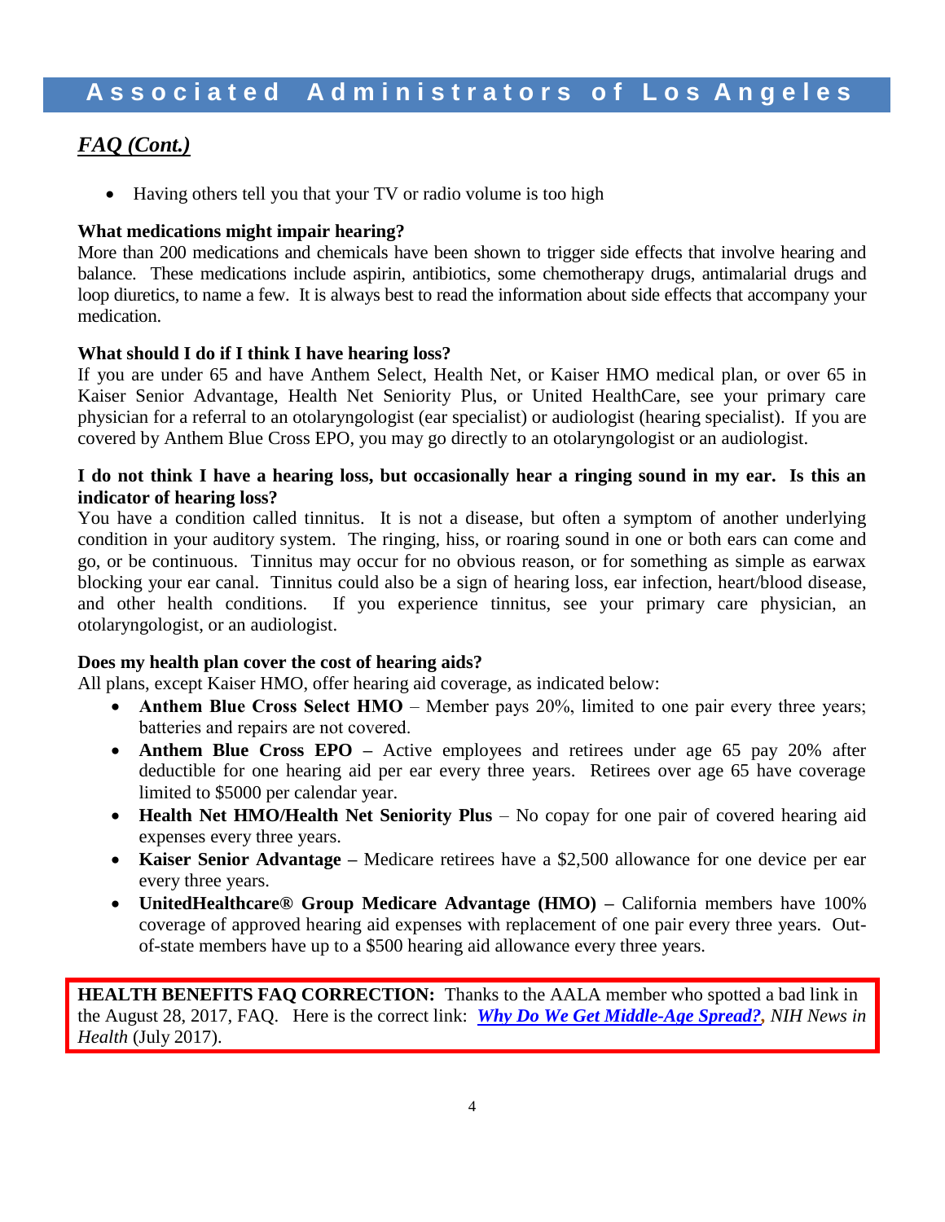## *FAQ (Cont.)*

- Having others tell you that your TV or radio volume is too high

**What medications might impair hearing?**
More than 200 medications and chemicals have been shown to trigger side effects that involve hearing and balance. These medications include aspirin, antibiotics, some chemotherapy drugs, antimalarial drugs and loop diuretics, to name a few. It is always best to read the information about side effects that accompany your medication.

**What should I do if I think I have hearing loss?**
If you are under 65 and have Anthem Select, Health Net, or Kaiser HMO medical plan, or over 65 in Kaiser Senior Advantage, Health Net Seniority Plus, or United HealthCare, see your primary care physician for a referral to an otolaryngologist (ear specialist) or audiologist (hearing specialist). If you are covered by Anthem Blue Cross EPO, you may go directly to an otolaryngologist or an audiologist.

**I do not think I have a hearing loss, but occasionally hear a ringing sound in my ear. Is this an indicator of hearing loss?**
You have a condition called tinnitus. It is not a disease, but often a symptom of another underlying condition in your auditory system. The ringing, hiss, or roaring sound in one or both ears can come and go, or be continuous. Tinnitus may occur for no obvious reason, or for something as simple as earwax blocking your ear canal. Tinnitus could also be a sign of hearing loss, ear infection, heart/blood disease, and other health conditions. If you experience tinnitus, see your primary care physician, an otolaryngologist, or an audiologist.

**Does my health plan cover the cost of hearing aids?**
All plans, except Kaiser HMO, offer hearing aid coverage, as indicated below:

- **Anthem Blue Cross Select HMO** – Member pays 20%, limited to one pair every three years; batteries and repairs are not covered.
- **Anthem Blue Cross EPO –** Active employees and retirees under age 65 pay 20% after deductible for one hearing aid per ear every three years. Retirees over age 65 have coverage limited to $5000 per calendar year.
- **Health Net HMO/Health Net Seniority Plus** – No copay for one pair of covered hearing aid expenses every three years.
- **Kaiser Senior Advantage –** Medicare retirees have a $2,500 allowance for one device per ear every three years.
- **UnitedHealthcare® Group Medicare Advantage (HMO) –** California members have 100% coverage of approved hearing aid expenses with replacement of one pair every three years. Out-of-state members have up to a $500 hearing aid allowance every three years.

**HEALTH BENEFITS FAQ CORRECTION:** Thanks to the AALA member who spotted a bad link in the August 28, 2017, FAQ. Here is the correct link: ***Why Do We Get Middle-Age Spread?***, *NIH News in Health* (July 2017).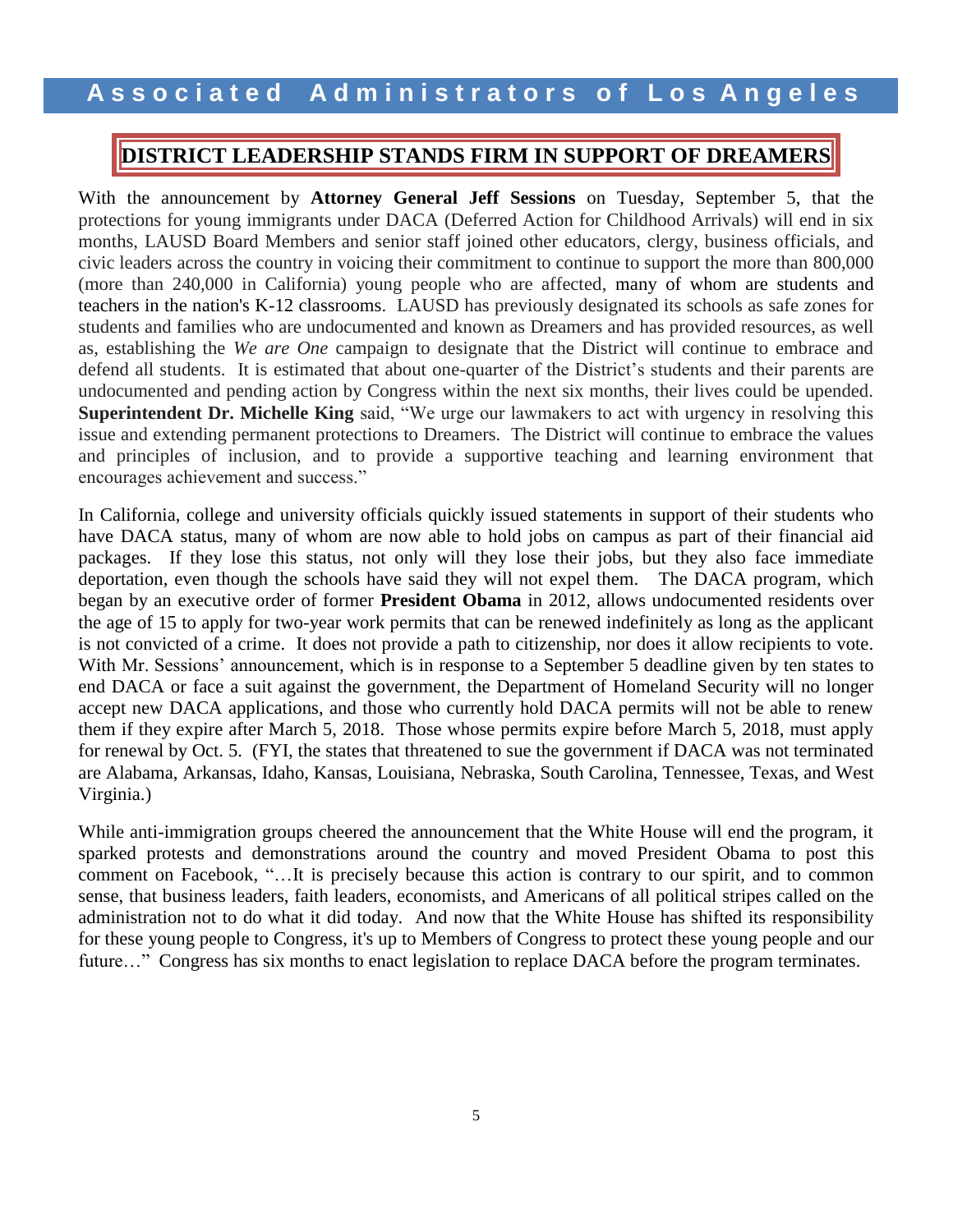## DISTRICT LEADERSHIP STANDS FIRM IN SUPPORT OF DREAMERS

With the announcement by **Attorney General Jeff Sessions** on Tuesday, September 5, that the protections for young immigrants under DACA (Deferred Action for Childhood Arrivals) will end in six months, LAUSD Board Members and senior staff joined other educators, clergy, business officials, and civic leaders across the country in voicing their commitment to continue to support the more than 800,000 (more than 240,000 in California) young people who are affected, many of whom are students and teachers in the nation's K-12 classrooms. LAUSD has previously designated its schools as safe zones for students and families who are undocumented and known as Dreamers and has provided resources, as well as, establishing the *We are One* campaign to designate that the District will continue to embrace and defend all students. It is estimated that about one-quarter of the District's students and their parents are undocumented and pending action by Congress within the next six months, their lives could be upended. **Superintendent Dr. Michelle King** said, "We urge our lawmakers to act with urgency in resolving this issue and extending permanent protections to Dreamers. The District will continue to embrace the values and principles of inclusion, and to provide a supportive teaching and learning environment that encourages achievement and success."

In California, college and university officials quickly issued statements in support of their students who have DACA status, many of whom are now able to hold jobs on campus as part of their financial aid packages. If they lose this status, not only will they lose their jobs, but they also face immediate deportation, even though the schools have said they will not expel them. The DACA program, which began by an executive order of former **President Obama** in 2012, allows undocumented residents over the age of 15 to apply for two-year work permits that can be renewed indefinitely as long as the applicant is not convicted of a crime. It does not provide a path to citizenship, nor does it allow recipients to vote. With Mr. Sessions' announcement, which is in response to a September 5 deadline given by ten states to end DACA or face a suit against the government, the Department of Homeland Security will no longer accept new DACA applications, and those who currently hold DACA permits will not be able to renew them if they expire after March 5, 2018. Those whose permits expire before March 5, 2018, must apply for renewal by Oct. 5. (FYI, the states that threatened to sue the government if DACA was not terminated are Alabama, Arkansas, Idaho, Kansas, Louisiana, Nebraska, South Carolina, Tennessee, Texas, and West Virginia.)

While anti-immigration groups cheered the announcement that the White House will end the program, it sparked protests and demonstrations around the country and moved President Obama to post this comment on Facebook, "…It is precisely because this action is contrary to our spirit, and to common sense, that business leaders, faith leaders, economists, and Americans of all political stripes called on the administration not to do what it did today. And now that the White House has shifted its responsibility for these young people to Congress, it's up to Members of Congress to protect these young people and our future…" Congress has six months to enact legislation to replace DACA before the program terminates.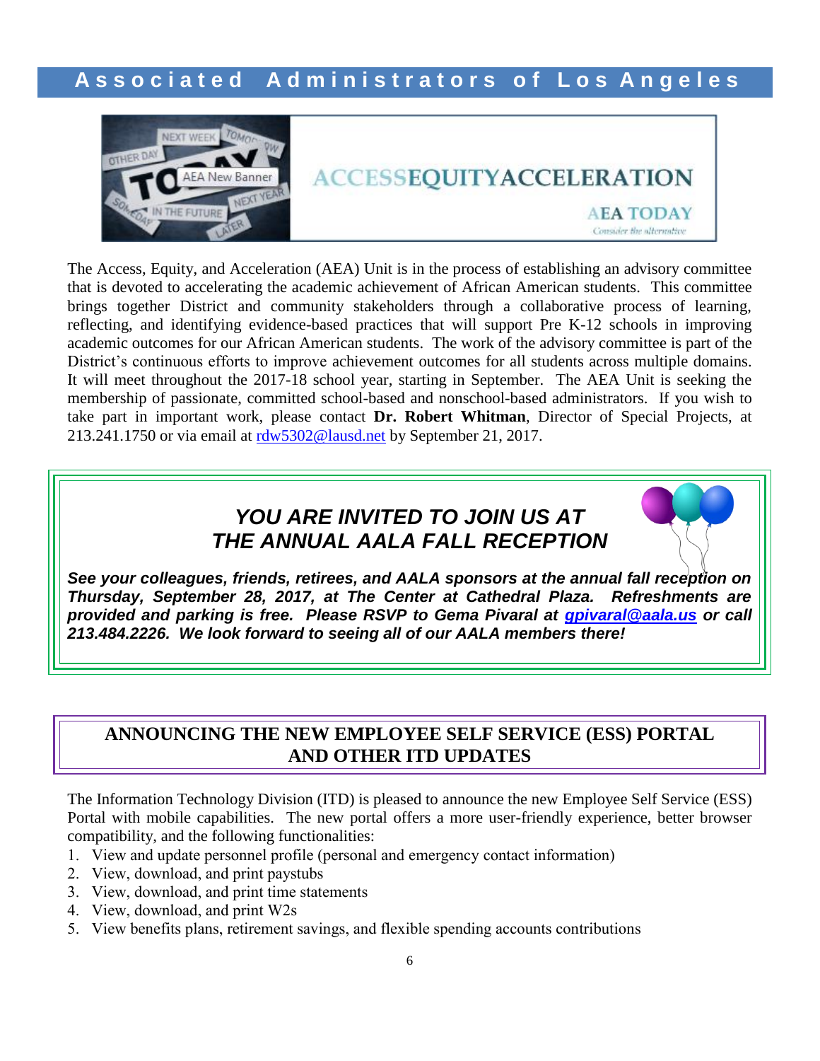The Access, Equity, and Acceleration (AEA) Unit is in the process of establishing an advisory committee that is devoted to accelerating the academic achievement of African American students. This committee brings together District and community stakeholders through a collaborative process of learning, reflecting, and identifying evidence-based practices that will support Pre K-12 schools in improving academic outcomes for our African American students. The work of the advisory committee is part of the District's continuous efforts to improve achievement outcomes for all students across multiple domains. It will meet throughout the 2017-18 school year, starting in September. The AEA Unit is seeking the membership of passionate, committed school-based and nonschool-based administrators. If you wish to take part in important work, please contact **Dr. Robert Whitman**, Director of Special Projects, at 213.241.1750 or via email at rdw5302@lausd.net by September 21, 2017.

## *YOU ARE INVITED TO JOIN US AT THE ANNUAL AALA FALL RECEPTION*

***See your colleagues, friends, retirees, and AALA sponsors at the annual fall reception on Thursday, September 28, 2017, at The Center at Cathedral Plaza. Refreshments are provided and parking is free. Please RSVP to Gema Pivaral at gpivaral@aala.us or call 213.484.2226. We look forward to seeing all of our AALA members there!***

## ANNOUNCING THE NEW EMPLOYEE SELF SERVICE (ESS) PORTAL AND OTHER ITD UPDATES

The Information Technology Division (ITD) is pleased to announce the new Employee Self Service (ESS) Portal with mobile capabilities. The new portal offers a more user-friendly experience, better browser compatibility, and the following functionalities:

1. View and update personnel profile (personal and emergency contact information)
2. View, download, and print paystubs
3. View, download, and print time statements
4. View, download, and print W2s
5. View benefits plans, retirement savings, and flexible spending accounts contributions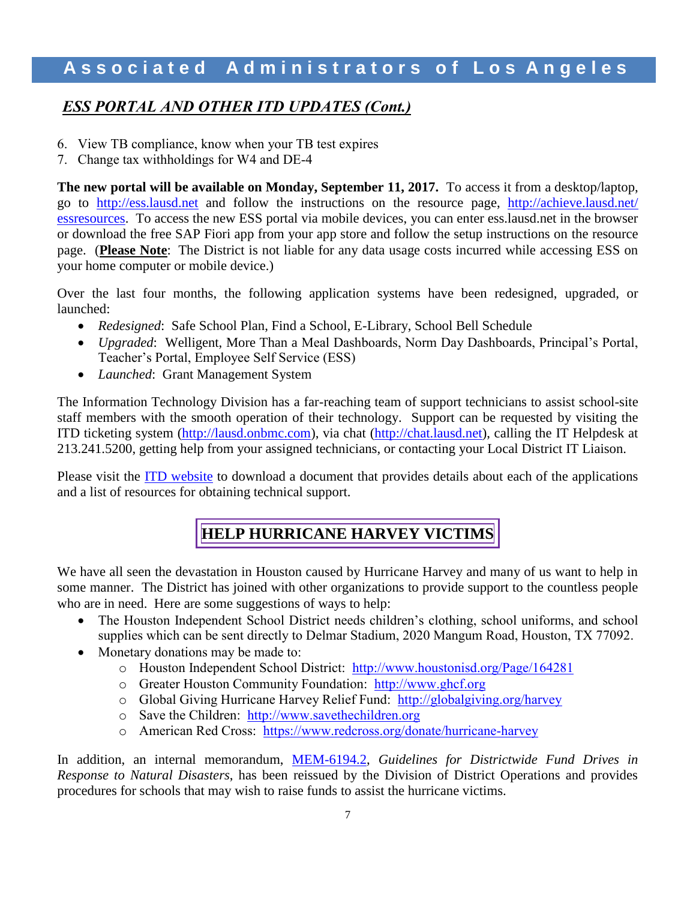## *ESS PORTAL AND OTHER ITD UPDATES (Cont.)*

6. View TB compliance, know when your TB test expires
7. Change tax withholdings for W4 and DE-4

**The new portal will be available on Monday, September 11, 2017.** To access it from a desktop/laptop, go to http://ess.lausd.net and follow the instructions on the resource page, http://achieve.lausd.net/essresources. To access the new ESS portal via mobile devices, you can enter ess.lausd.net in the browser or download the free SAP Fiori app from your app store and follow the setup instructions on the resource page. (**Please Note**: The District is not liable for any data usage costs incurred while accessing ESS on your home computer or mobile device.)

Over the last four months, the following application systems have been redesigned, upgraded, or launched:

- *Redesigned*: Safe School Plan, Find a School, E-Library, School Bell Schedule
- *Upgraded*: Welligent, More Than a Meal Dashboards, Norm Day Dashboards, Principal's Portal, Teacher's Portal, Employee Self Service (ESS)
- *Launched*: Grant Management System

The Information Technology Division has a far-reaching team of support technicians to assist school-site staff members with the smooth operation of their technology. Support can be requested by visiting the ITD ticketing system (http://lausd.onbmc.com), via chat (http://chat.lausd.net), calling the IT Helpdesk at 213.241.5200, getting help from your assigned technicians, or contacting your Local District IT Liaison.

Please visit the ITD website to download a document that provides details about each of the applications and a list of resources for obtaining technical support.

## HELP HURRICANE HARVEY VICTIMS

We have all seen the devastation in Houston caused by Hurricane Harvey and many of us want to help in some manner. The District has joined with other organizations to provide support to the countless people who are in need. Here are some suggestions of ways to help:

- The Houston Independent School District needs children's clothing, school uniforms, and school supplies which can be sent directly to Delmar Stadium, 2020 Mangum Road, Houston, TX 77092.
- Monetary donations may be made to:
  - Houston Independent School District: http://www.houstonisd.org/Page/164281
  - Greater Houston Community Foundation: http://www.ghcf.org
  - Global Giving Hurricane Harvey Relief Fund: http://globalgiving.org/harvey
  - Save the Children: http://www.savethechildren.org
  - American Red Cross: https://www.redcross.org/donate/hurricane-harvey

In addition, an internal memorandum, MEM-6194.2, *Guidelines for Districtwide Fund Drives in Response to Natural Disasters*, has been reissued by the Division of District Operations and provides procedures for schools that may wish to raise funds to assist the hurricane victims.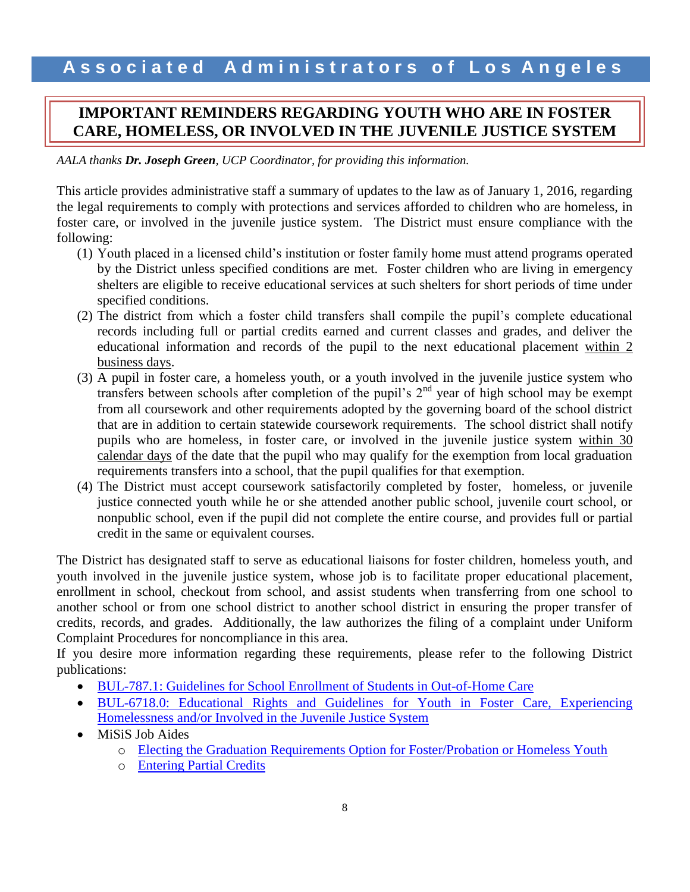# IMPORTANT REMINDERS REGARDING YOUTH WHO ARE IN FOSTER CARE, HOMELESS, OR INVOLVED IN THE JUVENILE JUSTICE SYSTEM

*AALA thanks **Dr. Joseph Green**, UCP Coordinator, for providing this information.*

This article provides administrative staff a summary of updates to the law as of January 1, 2016, regarding the legal requirements to comply with protections and services afforded to children who are homeless, in foster care, or involved in the juvenile justice system. The District must ensure compliance with the following:

(1) Youth placed in a licensed child's institution or foster family home must attend programs operated by the District unless specified conditions are met. Foster children who are living in emergency shelters are eligible to receive educational services at such shelters for short periods of time under specified conditions.

(2) The district from which a foster child transfers shall compile the pupil's complete educational records including full or partial credits earned and current classes and grades, and deliver the educational information and records of the pupil to the next educational placement within 2 business days.

(3) A pupil in foster care, a homeless youth, or a youth involved in the juvenile justice system who transfers between schools after completion of the pupil's 2nd year of high school may be exempt from all coursework and other requirements adopted by the governing board of the school district that are in addition to certain statewide coursework requirements. The school district shall notify pupils who are homeless, in foster care, or involved in the juvenile justice system within 30 calendar days of the date that the pupil who may qualify for the exemption from local graduation requirements transfers into a school, that the pupil qualifies for that exemption.

(4) The District must accept coursework satisfactorily completed by foster, homeless, or juvenile justice connected youth while he or she attended another public school, juvenile court school, or nonpublic school, even if the pupil did not complete the entire course, and provides full or partial credit in the same or equivalent courses.

The District has designated staff to serve as educational liaisons for foster children, homeless youth, and youth involved in the juvenile justice system, whose job is to facilitate proper educational placement, enrollment in school, checkout from school, and assist students when transferring from one school to another school or from one school district to another school district in ensuring the proper transfer of credits, records, and grades. Additionally, the law authorizes the filing of a complaint under Uniform Complaint Procedures for noncompliance in this area.

If you desire more information regarding these requirements, please refer to the following District publications:

- BUL-787.1: Guidelines for School Enrollment of Students in Out-of-Home Care
- BUL-6718.0: Educational Rights and Guidelines for Youth in Foster Care, Experiencing Homelessness and/or Involved in the Juvenile Justice System
- MiSiS Job Aides
    - Electing the Graduation Requirements Option for Foster/Probation or Homeless Youth
    - Entering Partial Credits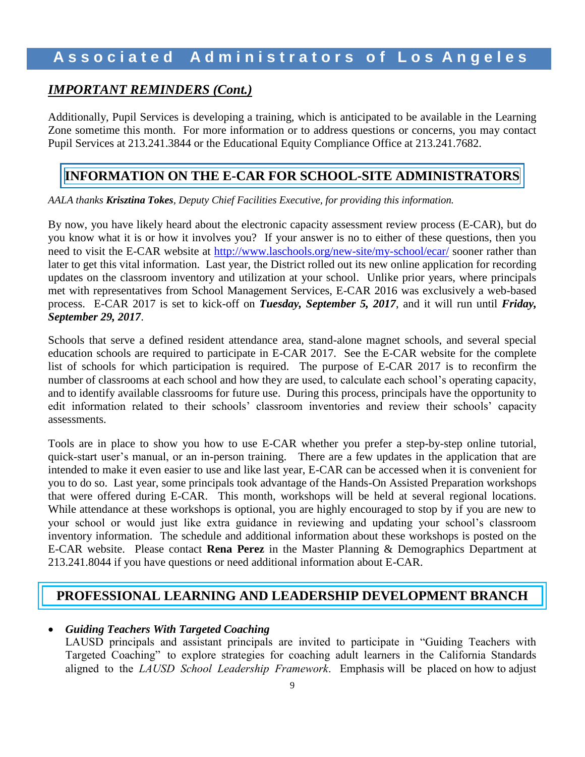## *IMPORTANT REMINDERS (Cont.)*

Additionally, Pupil Services is developing a training, which is anticipated to be available in the Learning Zone sometime this month. For more information or to address questions or concerns, you may contact Pupil Services at 213.241.3844 or the Educational Equity Compliance Office at 213.241.7682.

## INFORMATION ON THE E-CAR FOR SCHOOL-SITE ADMINISTRATORS

*AALA thanks **Krisztina Tokes**, Deputy Chief Facilities Executive, for providing this information.*

By now, you have likely heard about the electronic capacity assessment review process (E-CAR), but do you know what it is or how it involves you? If your answer is no to either of these questions, then you need to visit the E-CAR website at http://www.laschools.org/new-site/my-school/ecar/ sooner rather than later to get this vital information. Last year, the District rolled out its new online application for recording updates on the classroom inventory and utilization at your school. Unlike prior years, where principals met with representatives from School Management Services, E-CAR 2016 was exclusively a web-based process. E-CAR 2017 is set to kick-off on ***Tuesday, September 5, 2017***, and it will run until ***Friday, September 29, 2017***.

Schools that serve a defined resident attendance area, stand-alone magnet schools, and several special education schools are required to participate in E-CAR 2017. See the E-CAR website for the complete list of schools for which participation is required. The purpose of E-CAR 2017 is to reconfirm the number of classrooms at each school and how they are used, to calculate each school's operating capacity, and to identify available classrooms for future use. During this process, principals have the opportunity to edit information related to their schools' classroom inventories and review their schools' capacity assessments.

Tools are in place to show you how to use E-CAR whether you prefer a step-by-step online tutorial, quick-start user's manual, or an in-person training. There are a few updates in the application that are intended to make it even easier to use and like last year, E-CAR can be accessed when it is convenient for you to do so. Last year, some principals took advantage of the Hands-On Assisted Preparation workshops that were offered during E-CAR. This month, workshops will be held at several regional locations. While attendance at these workshops is optional, you are highly encouraged to stop by if you are new to your school or would just like extra guidance in reviewing and updating your school's classroom inventory information. The schedule and additional information about these workshops is posted on the E-CAR website. Please contact **Rena Perez** in the Master Planning & Demographics Department at 213.241.8044 if you have questions or need additional information about E-CAR.

## PROFESSIONAL LEARNING AND LEADERSHIP DEVELOPMENT BRANCH

- ***Guiding Teachers With Targeted Coaching***
  LAUSD principals and assistant principals are invited to participate in "Guiding Teachers with Targeted Coaching" to explore strategies for coaching adult learners in the California Standards aligned to the *LAUSD School Leadership Framework*. Emphasis will be placed on how to adjust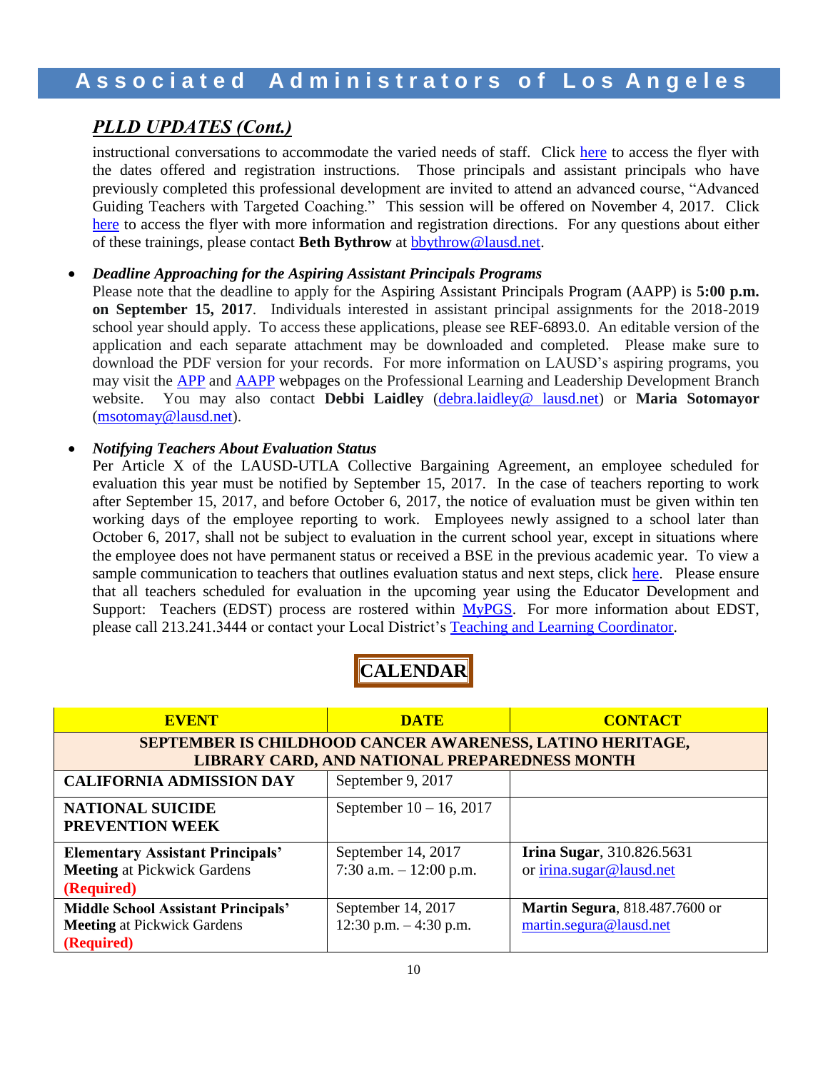## *PLLD UPDATES (Cont.)*

instructional conversations to accommodate the varied needs of staff. Click here to access the flyer with the dates offered and registration instructions. Those principals and assistant principals who have previously completed this professional development are invited to attend an advanced course, "Advanced Guiding Teachers with Targeted Coaching." This session will be offered on November 4, 2017. Click here to access the flyer with more information and registration directions. For any questions about either of these trainings, please contact **Beth Bythrow** at bbythrow@lausd.net.

- ***Deadline Approaching for the Aspiring Assistant Principals Programs***
  Please note that the deadline to apply for the Aspiring Assistant Principals Program (AAPP) is **5:00 p.m. on September 15, 2017**. Individuals interested in assistant principal assignments for the 2018-2019 school year should apply. To access these applications, please see REF-6893.0. An editable version of the application and each separate attachment may be downloaded and completed. Please make sure to download the PDF version for your records. For more information on LAUSD's aspiring programs, you may visit the APP and AAPP webpages on the Professional Learning and Leadership Development Branch website. You may also contact **Debbi Laidley** (debra.laidley@ lausd.net) or **Maria Sotomayor** (msotomay@lausd.net).

- ***Notifying Teachers About Evaluation Status***
  Per Article X of the LAUSD-UTLA Collective Bargaining Agreement, an employee scheduled for evaluation this year must be notified by September 15, 2017. In the case of teachers reporting to work after September 15, 2017, and before October 6, 2017, the notice of evaluation must be given within ten working days of the employee reporting to work. Employees newly assigned to a school later than October 6, 2017, shall not be subject to evaluation in the current school year, except in situations where the employee does not have permanent status or received a BSE in the previous academic year. To view a sample communication to teachers that outlines evaluation status and next steps, click here. Please ensure that all teachers scheduled for evaluation in the upcoming year using the Educator Development and Support: Teachers (EDST) process are rostered within MyPGS. For more information about EDST, please call 213.241.3444 or contact your Local District's Teaching and Learning Coordinator.

## CALENDAR

| EVENT | DATE | CONTACT |
|---|---|---|
| **SEPTEMBER IS CHILDHOOD CANCER AWARENESS, LATINO HERITAGE, LIBRARY CARD, AND NATIONAL PREPAREDNESS MONTH** | | |
| **CALIFORNIA ADMISSION DAY** | September 9, 2017 | |
| **NATIONAL SUICIDE PREVENTION WEEK** | September 10 – 16, 2017 | |
| **Elementary Assistant Principals' Meeting** at Pickwick Gardens **(Required)** | September 14, 2017<br>7:30 a.m. – 12:00 p.m. | **Irina Sugar**, 310.826.5631 or irina.sugar@lausd.net |
| **Middle School Assistant Principals' Meeting** at Pickwick Gardens **(Required)** | September 14, 2017<br>12:30 p.m. – 4:30 p.m. | **Martin Segura**, 818.487.7600 or martin.segura@lausd.net |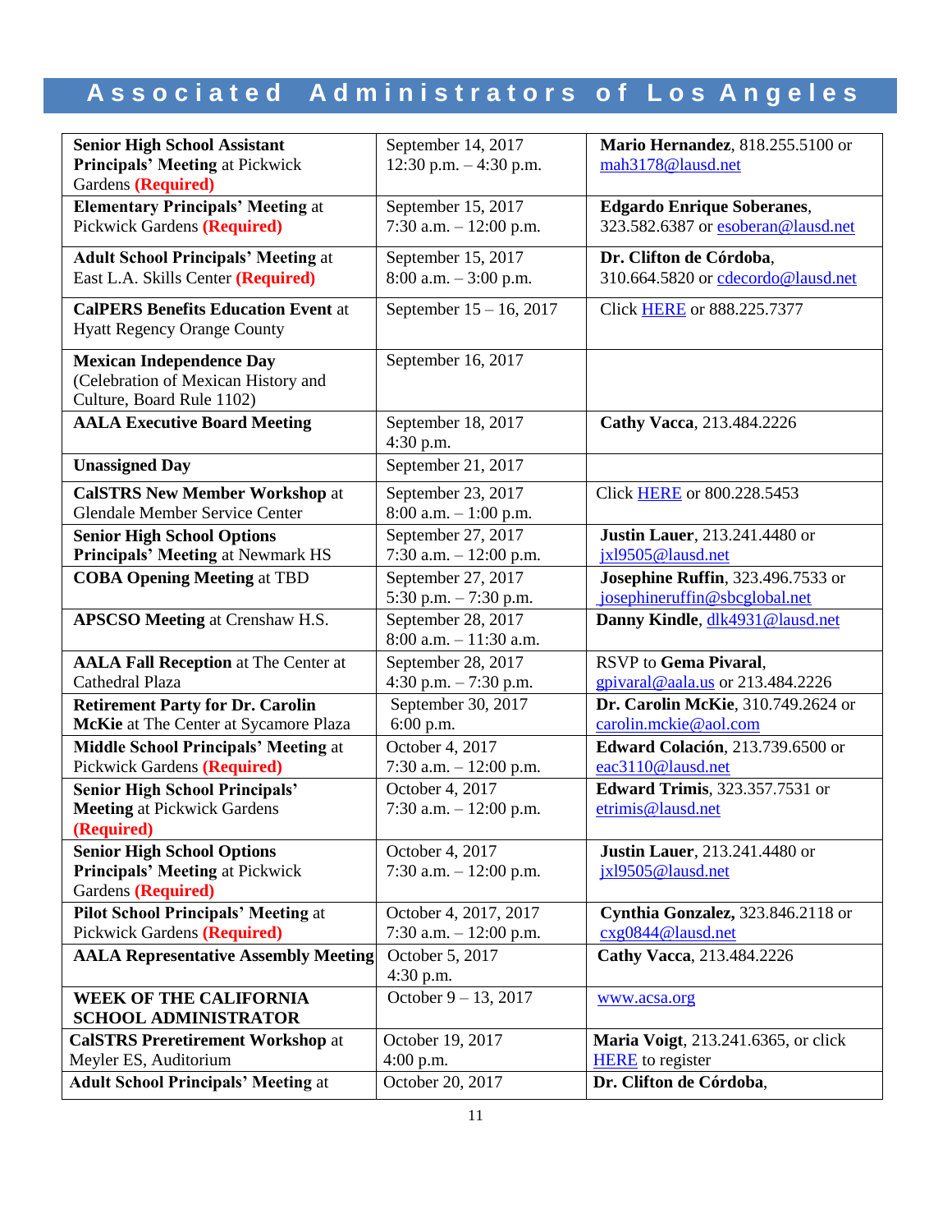# Associated Administrators of Los Angeles

| | | |
|---|---|---|
| **Senior High School Assistant Principals' Meeting** at Pickwick Gardens **(Required)** | September 14, 2017<br>12:30 p.m. – 4:30 p.m. | **Mario Hernandez**, 818.255.5100 or mah3178@lausd.net |
| **Elementary Principals' Meeting** at Pickwick Gardens **(Required)** | September 15, 2017<br>7:30 a.m. – 12:00 p.m. | **Edgardo Enrique Soberanes**, 323.582.6387 or esoberan@lausd.net |
| **Adult School Principals' Meeting** at East L.A. Skills Center **(Required)** | September 15, 2017<br>8:00 a.m. – 3:00 p.m. | **Dr. Clifton de Córdoba**, 310.664.5820 or cdecordo@lausd.net |
| **CalPERS Benefits Education Event** at Hyatt Regency Orange County | September 15 – 16, 2017 | Click HERE or 888.225.7377 |
| **Mexican Independence Day** (Celebration of Mexican History and Culture, Board Rule 1102) | September 16, 2017 | |
| **AALA Executive Board Meeting** | September 18, 2017<br>4:30 p.m. | **Cathy Vacca**, 213.484.2226 |
| **Unassigned Day** | September 21, 2017 | |
| **CalSTRS New Member Workshop** at Glendale Member Service Center | September 23, 2017<br>8:00 a.m. – 1:00 p.m. | Click HERE or 800.228.5453 |
| **Senior High School Options Principals' Meeting** at Newmark HS | September 27, 2017<br>7:30 a.m. – 12:00 p.m. | **Justin Lauer**, 213.241.4480 or jxl9505@lausd.net |
| **COBA Opening Meeting** at TBD | September 27, 2017<br>5:30 p.m. – 7:30 p.m. | **Josephine Ruffin**, 323.496.7533 or josephineruffin@sbcglobal.net |
| **APSCSO Meeting** at Crenshaw H.S. | September 28, 2017<br>8:00 a.m. – 11:30 a.m. | **Danny Kindle**, dlk4931@lausd.net |
| **AALA Fall Reception** at The Center at Cathedral Plaza | September 28, 2017<br>4:30 p.m. – 7:30 p.m. | RSVP to **Gema Pivaral**, gpivaral@aala.us or 213.484.2226 |
| **Retirement Party for Dr. Carolin McKie** at The Center at Sycamore Plaza | September 30, 2017<br>6:00 p.m. | **Dr. Carolin McKie**, 310.749.2624 or carolin.mckie@aol.com |
| **Middle School Principals' Meeting** at Pickwick Gardens **(Required)** | October 4, 2017<br>7:30 a.m. – 12:00 p.m. | **Edward Colación**, 213.739.6500 or eac3110@lausd.net |
| **Senior High School Principals' Meeting** at Pickwick Gardens **(Required)** | October 4, 2017<br>7:30 a.m. – 12:00 p.m. | **Edward Trimis**, 323.357.7531 or etrimis@lausd.net |
| **Senior High School Options Principals' Meeting** at Pickwick Gardens **(Required)** | October 4, 2017<br>7:30 a.m. – 12:00 p.m. | **Justin Lauer**, 213.241.4480 or jxl9505@lausd.net |
| **Pilot School Principals' Meeting** at Pickwick Gardens **(Required)** | October 4, 2017, 2017<br>7:30 a.m. – 12:00 p.m. | **Cynthia Gonzalez,** 323.846.2118 or cxg0844@lausd.net |
| **AALA Representative Assembly Meeting** | October 5, 2017<br>4:30 p.m. | **Cathy Vacca**, 213.484.2226 |
| **WEEK OF THE CALIFORNIA SCHOOL ADMINISTRATOR** | October 9 – 13, 2017 | www.acsa.org |
| **CalSTRS Preretirement Workshop** at Meyler ES, Auditorium | October 19, 2017<br>4:00 p.m. | **Maria Voigt**, 213.241.6365, or click HERE to register |
| **Adult School Principals' Meeting** at | October 20, 2017 | **Dr. Clifton de Córdoba**, |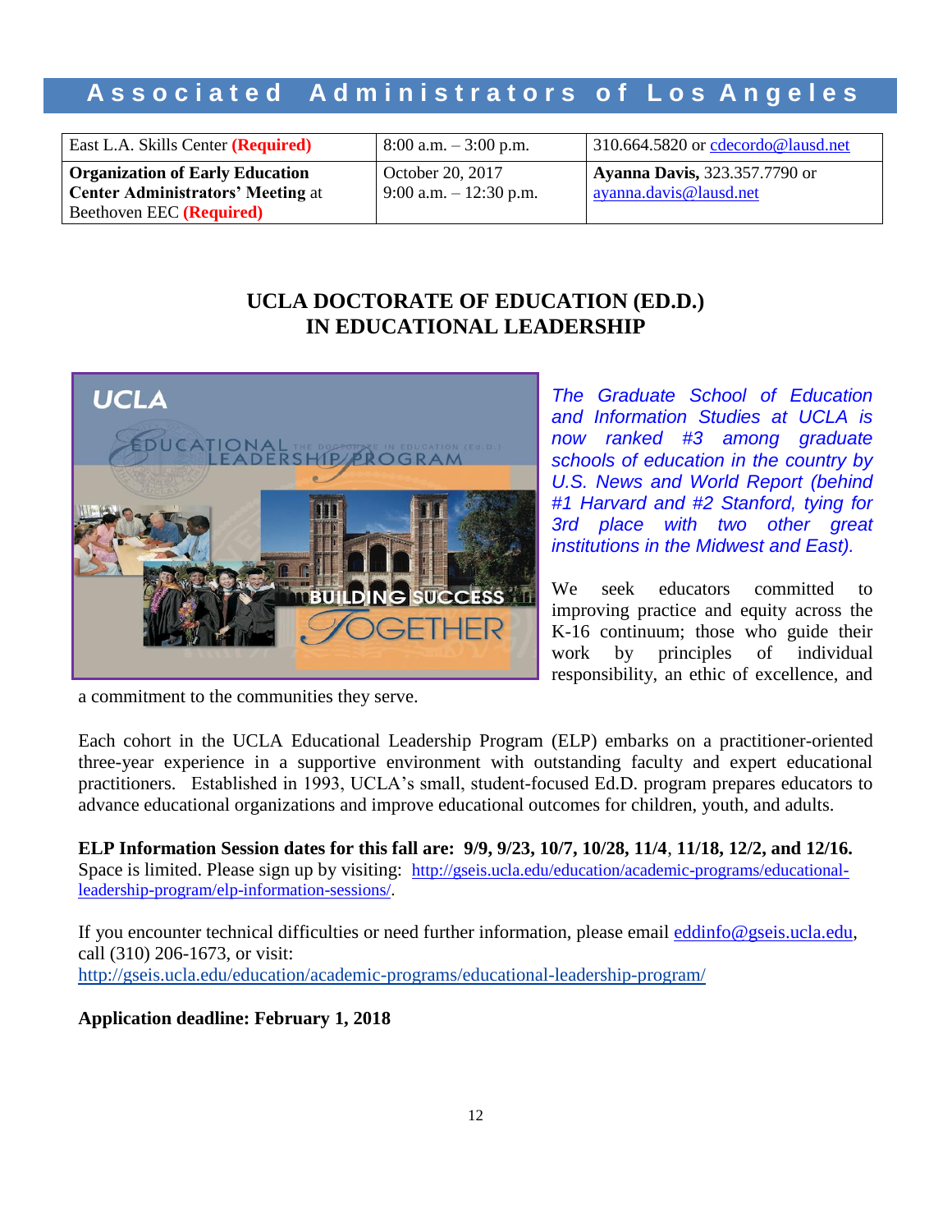| East L.A. Skills Center **(Required)** | 8:00 a.m. – 3:00 p.m. | 310.664.5820 or cdecordo@lausd.net |
|---|---|---|
| **Organization of Early Education Center Administrators' Meeting** at Beethoven EEC **(Required)** | October 20, 2017<br>9:00 a.m. – 12:30 p.m. | **Ayanna Davis,** 323.357.7790 or ayanna.davis@lausd.net |

## UCLA DOCTORATE OF EDUCATION (ED.D.) IN EDUCATIONAL LEADERSHIP

*The Graduate School of Education and Information Studies at UCLA is now ranked #3 among graduate schools of education in the country by U.S. News and World Report (behind #1 Harvard and #2 Stanford, tying for 3rd place with two other great institutions in the Midwest and East).*

We seek educators committed to improving practice and equity across the K-16 continuum; those who guide their work by principles of individual responsibility, an ethic of excellence, and a commitment to the communities they serve.

Each cohort in the UCLA Educational Leadership Program (ELP) embarks on a practitioner-oriented three-year experience in a supportive environment with outstanding faculty and expert educational practitioners. Established in 1993, UCLA's small, student-focused Ed.D. program prepares educators to advance educational organizations and improve educational outcomes for children, youth, and adults.

**ELP Information Session dates for this fall are: 9/9, 9/23, 10/7, 10/28, 11/4, 11/18, 12/2, and 12/16.** Space is limited. Please sign up by visiting: http://gseis.ucla.edu/education/academic-programs/educational-leadership-program/elp-information-sessions/.

If you encounter technical difficulties or need further information, please email eddinfo@gseis.ucla.edu, call (310) 206-1673, or visit: http://gseis.ucla.edu/education/academic-programs/educational-leadership-program/

**Application deadline: February 1, 2018**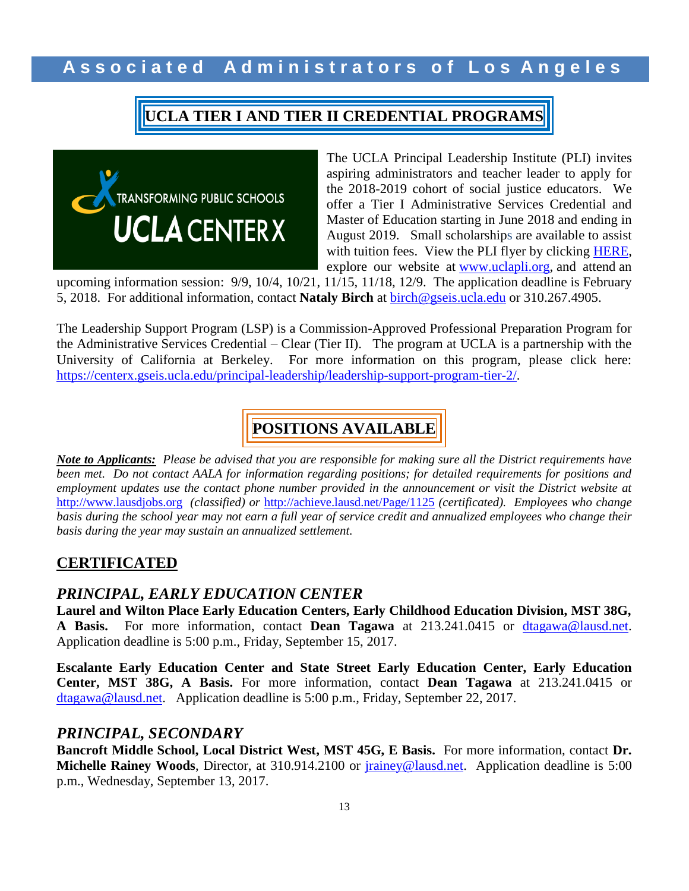## UCLA TIER I AND TIER II CREDENTIAL PROGRAMS

The UCLA Principal Leadership Institute (PLI) invites aspiring administrators and teacher leader to apply for the 2018-2019 cohort of social justice educators. We offer a Tier I Administrative Services Credential and Master of Education starting in June 2018 and ending in August 2019. Small scholarships are available to assist with tuition fees. View the PLI flyer by clicking HERE, explore our website at www.uclapli.org, and attend an upcoming information session: 9/9, 10/4, 10/21, 11/15, 11/18, 12/9. The application deadline is February 5, 2018. For additional information, contact **Nataly Birch** at birch@gseis.ucla.edu or 310.267.4905.

The Leadership Support Program (LSP) is a Commission-Approved Professional Preparation Program for the Administrative Services Credential – Clear (Tier II). The program at UCLA is a partnership with the University of California at Berkeley. For more information on this program, please click here: https://centerx.gseis.ucla.edu/principal-leadership/leadership-support-program-tier-2/.

## POSITIONS AVAILABLE

***Note to Applicants:*** *Please be advised that you are responsible for making sure all the District requirements have been met. Do not contact AALA for information regarding positions; for detailed requirements for positions and employment updates use the contact phone number provided in the announcement or visit the District website at* http://www.lausdjobs.org *(classified) or* http://achieve.lausd.net/Page/1125 *(certificated). Employees who change basis during the school year may not earn a full year of service credit and annualized employees who change their basis during the year may sustain an annualized settlement.*

## CERTIFICATED

### *PRINCIPAL, EARLY EDUCATION CENTER*

**Laurel and Wilton Place Early Education Centers, Early Childhood Education Division, MST 38G, A Basis.** For more information, contact **Dean Tagawa** at 213.241.0415 or dtagawa@lausd.net. Application deadline is 5:00 p.m., Friday, September 15, 2017.

**Escalante Early Education Center and State Street Early Education Center, Early Education Center, MST 38G, A Basis.** For more information, contact **Dean Tagawa** at 213.241.0415 or dtagawa@lausd.net. Application deadline is 5:00 p.m., Friday, September 22, 2017.

### *PRINCIPAL, SECONDARY*

**Bancroft Middle School, Local District West, MST 45G, E Basis.** For more information, contact **Dr. Michelle Rainey Woods**, Director, at 310.914.2100 or jrainey@lausd.net. Application deadline is 5:00 p.m., Wednesday, September 13, 2017.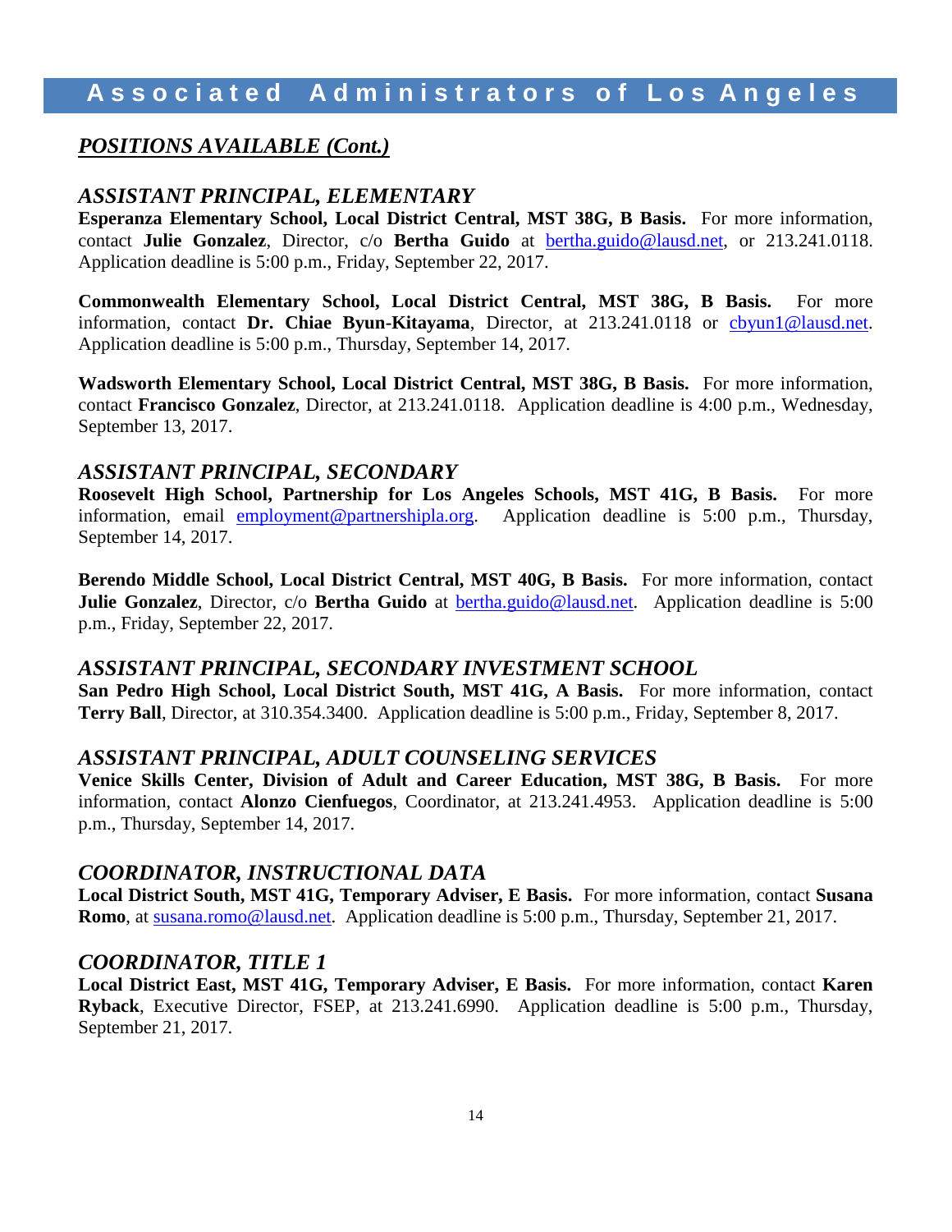## *POSITIONS AVAILABLE (Cont.)*

### *ASSISTANT PRINCIPAL, ELEMENTARY*

**Esperanza Elementary School, Local District Central, MST 38G, B Basis.** For more information, contact **Julie Gonzalez**, Director, c/o **Bertha Guido** at bertha.guido@lausd.net, or 213.241.0118. Application deadline is 5:00 p.m., Friday, September 22, 2017.

**Commonwealth Elementary School, Local District Central, MST 38G, B Basis.** For more information, contact **Dr. Chiae Byun-Kitayama**, Director, at 213.241.0118 or cbyun1@lausd.net. Application deadline is 5:00 p.m., Thursday, September 14, 2017.

**Wadsworth Elementary School, Local District Central, MST 38G, B Basis.** For more information, contact **Francisco Gonzalez**, Director, at 213.241.0118. Application deadline is 4:00 p.m., Wednesday, September 13, 2017.

### *ASSISTANT PRINCIPAL, SECONDARY*

**Roosevelt High School, Partnership for Los Angeles Schools, MST 41G, B Basis.** For more information, email employment@partnershipla.org. Application deadline is 5:00 p.m., Thursday, September 14, 2017.

**Berendo Middle School, Local District Central, MST 40G, B Basis.** For more information, contact **Julie Gonzalez**, Director, c/o **Bertha Guido** at bertha.guido@lausd.net. Application deadline is 5:00 p.m., Friday, September 22, 2017.

### *ASSISTANT PRINCIPAL, SECONDARY INVESTMENT SCHOOL*

**San Pedro High School, Local District South, MST 41G, A Basis.** For more information, contact **Terry Ball**, Director, at 310.354.3400. Application deadline is 5:00 p.m., Friday, September 8, 2017.

### *ASSISTANT PRINCIPAL, ADULT COUNSELING SERVICES*

**Venice Skills Center, Division of Adult and Career Education, MST 38G, B Basis.** For more information, contact **Alonzo Cienfuegos**, Coordinator, at 213.241.4953. Application deadline is 5:00 p.m., Thursday, September 14, 2017.

### *COORDINATOR, INSTRUCTIONAL DATA*

**Local District South, MST 41G, Temporary Adviser, E Basis.** For more information, contact **Susana Romo**, at susana.romo@lausd.net. Application deadline is 5:00 p.m., Thursday, September 21, 2017.

### *COORDINATOR, TITLE 1*

**Local District East, MST 41G, Temporary Adviser, E Basis.** For more information, contact **Karen Ryback**, Executive Director, FSEP, at 213.241.6990. Application deadline is 5:00 p.m., Thursday, September 21, 2017.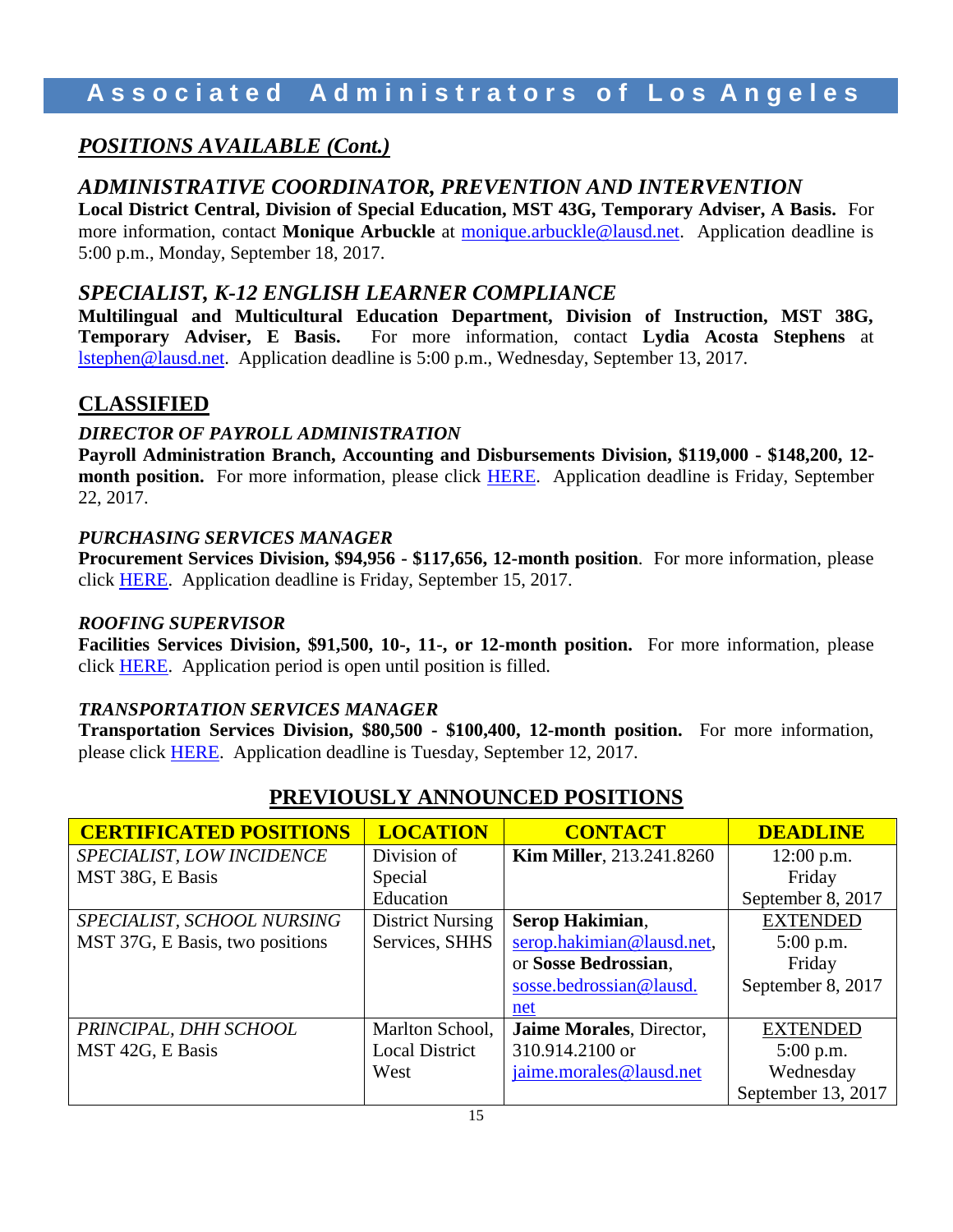## *POSITIONS AVAILABLE (Cont.)*

### *ADMINISTRATIVE COORDINATOR, PREVENTION AND INTERVENTION*

**Local District Central, Division of Special Education, MST 43G, Temporary Adviser, A Basis.** For more information, contact **Monique Arbuckle** at monique.arbuckle@lausd.net. Application deadline is 5:00 p.m., Monday, September 18, 2017.

### *SPECIALIST, K-12 ENGLISH LEARNER COMPLIANCE*

**Multilingual and Multicultural Education Department, Division of Instruction, MST 38G, Temporary Adviser, E Basis.** For more information, contact **Lydia Acosta Stephens** at lstephen@lausd.net. Application deadline is 5:00 p.m., Wednesday, September 13, 2017.

## CLASSIFIED

#### *DIRECTOR OF PAYROLL ADMINISTRATION*

**Payroll Administration Branch, Accounting and Disbursements Division, $119,000 - $148,200, 12-month position.** For more information, please click HERE. Application deadline is Friday, September 22, 2017.

#### *PURCHASING SERVICES MANAGER*

**Procurement Services Division, $94,956 - $117,656, 12-month position**. For more information, please click HERE. Application deadline is Friday, September 15, 2017.

#### *ROOFING SUPERVISOR*

**Facilities Services Division, $91,500, 10-, 11-, or 12-month position.** For more information, please click HERE. Application period is open until position is filled.

#### *TRANSPORTATION SERVICES MANAGER*

**Transportation Services Division, $80,500 - $100,400, 12-month position.** For more information, please click HERE. Application deadline is Tuesday, September 12, 2017.

## PREVIOUSLY ANNOUNCED POSITIONS

| CERTIFICATED POSITIONS | LOCATION | CONTACT | DEADLINE |
|---|---|---|---|
| *SPECIALIST, LOW INCIDENCE* MST 38G, E Basis | Division of Special Education | **Kim Miller**, 213.241.8260 | 12:00 p.m. Friday September 8, 2017 |
| *SPECIALIST, SCHOOL NURSING* MST 37G, E Basis, two positions | District Nursing Services, SHHS | **Serop Hakimian**, serop.hakimian@lausd.net, or **Sosse Bedrossian**, sosse.bedrossian@lausd.net | EXTENDED 5:00 p.m. Friday September 8, 2017 |
| *PRINCIPAL, DHH SCHOOL* MST 42G, E Basis | Marlton School, Local District West | **Jaime Morales**, Director, 310.914.2100 or jaime.morales@lausd.net | EXTENDED 5:00 p.m. Wednesday September 13, 2017 |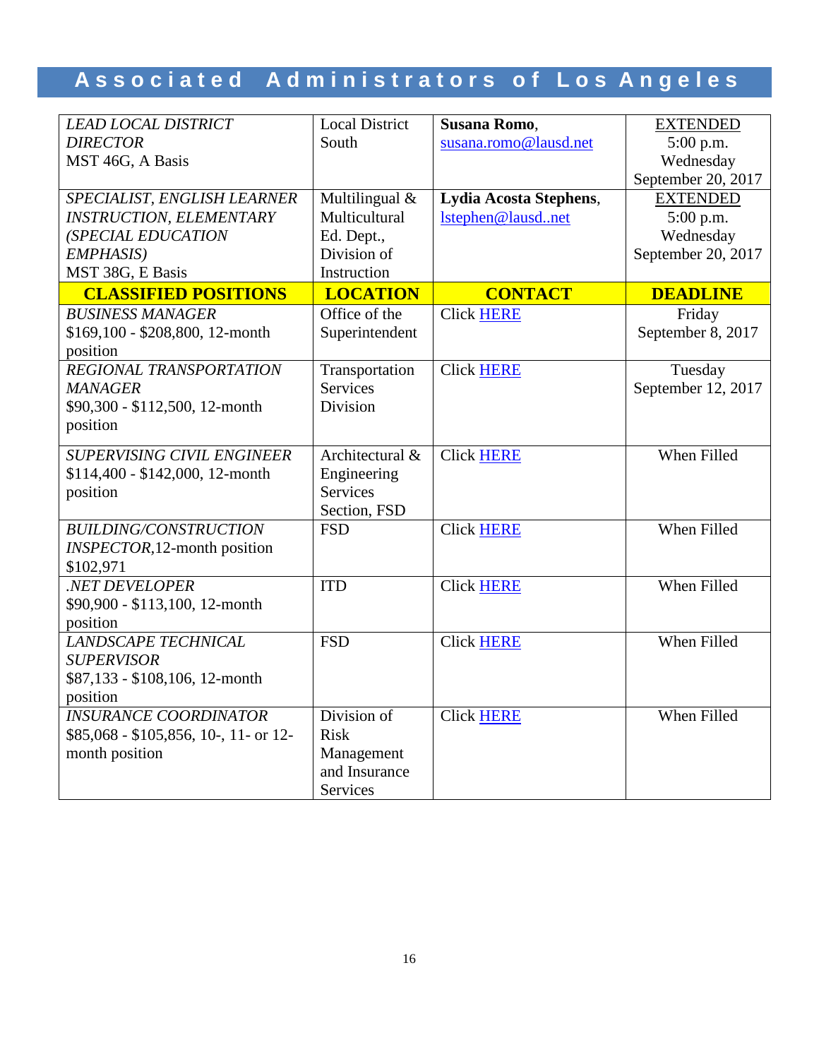# Associated Administrators of Los Angeles

| | | | |
|---|---|---|---|
| *LEAD LOCAL DISTRICT DIRECTOR* MST 46G, A Basis | Local District South | **Susana Romo**, susana.romo@lausd.net | EXTENDED 5:00 p.m. Wednesday September 20, 2017 |
| *SPECIALIST, ENGLISH LEARNER INSTRUCTION, ELEMENTARY (SPECIAL EDUCATION EMPHASIS)* MST 38G, E Basis | Multilingual & Multicultural Ed. Dept., Division of Instruction | **Lydia Acosta Stephens**, lstephen@lausd..net | EXTENDED 5:00 p.m. Wednesday September 20, 2017 |
| **CLASSIFIED POSITIONS** | **LOCATION** | **CONTACT** | **DEADLINE** |
| *BUSINESS MANAGER* $169,100 - $208,800, 12-month position | Office of the Superintendent | Click HERE | Friday September 8, 2017 |
| *REGIONAL TRANSPORTATION MANAGER* $90,300 - $112,500, 12-month position | Transportation Services Division | Click HERE | Tuesday September 12, 2017 |
| *SUPERVISING CIVIL ENGINEER* $114,400 - $142,000, 12-month position | Architectural & Engineering Services Section, FSD | Click HERE | When Filled |
| *BUILDING/CONSTRUCTION INSPECTOR*,12-month position $102,971 | FSD | Click HERE | When Filled |
| *.NET DEVELOPER* $90,900 - $113,100, 12-month position | ITD | Click HERE | When Filled |
| *LANDSCAPE TECHNICAL SUPERVISOR* $87,133 - $108,106, 12-month position | FSD | Click HERE | When Filled |
| *INSURANCE COORDINATOR* $85,068 - $105,856, 10-, 11- or 12-month position | Division of Risk Management and Insurance Services | Click HERE | When Filled |